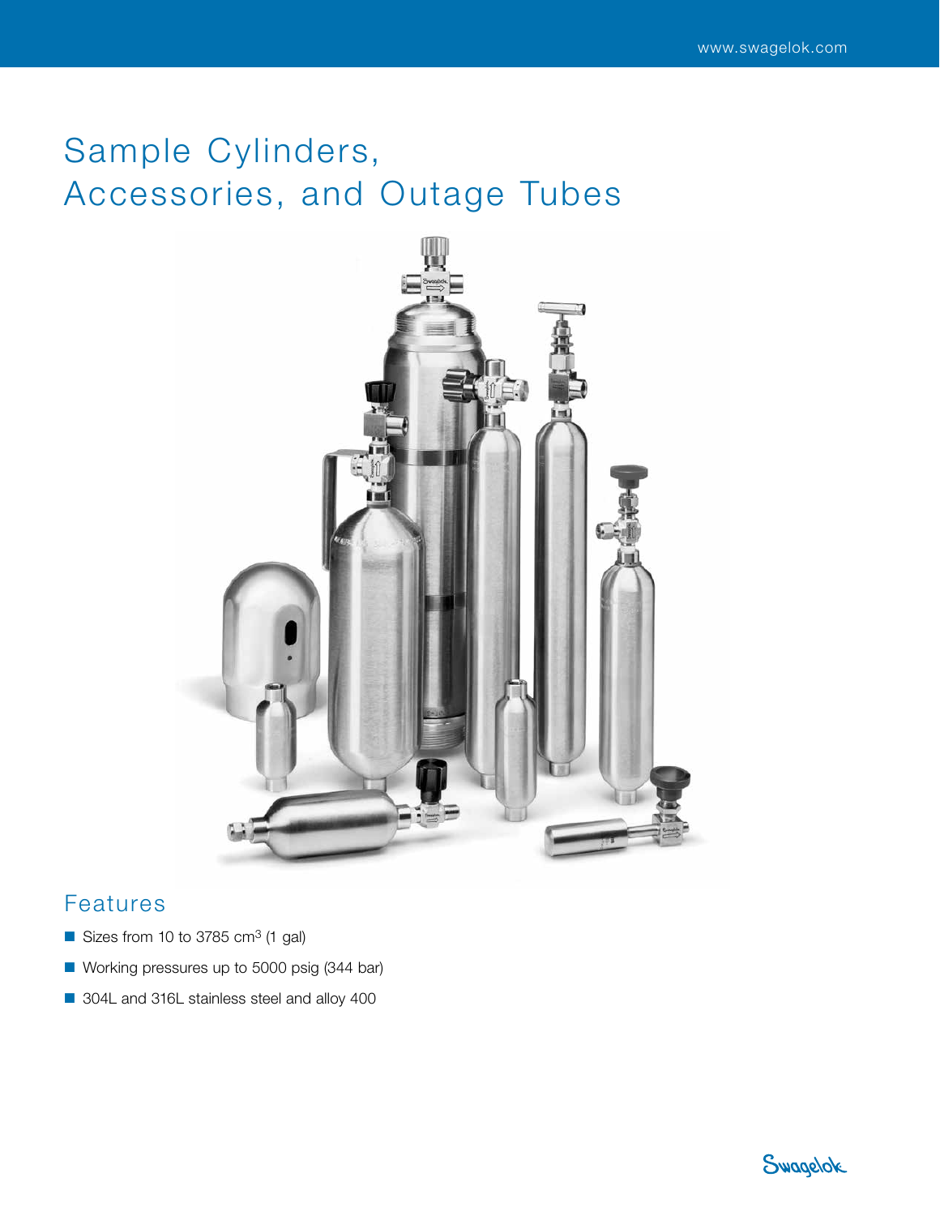# Sample Cylinders, Accessories, and Outage Tubes

## Features

- Sizes from 10 to 3785 $cm^3$ (1 gal)
- Working pressures up to 5000 psig (344 bar)
- 304L and 316L stainless steel and alloy 400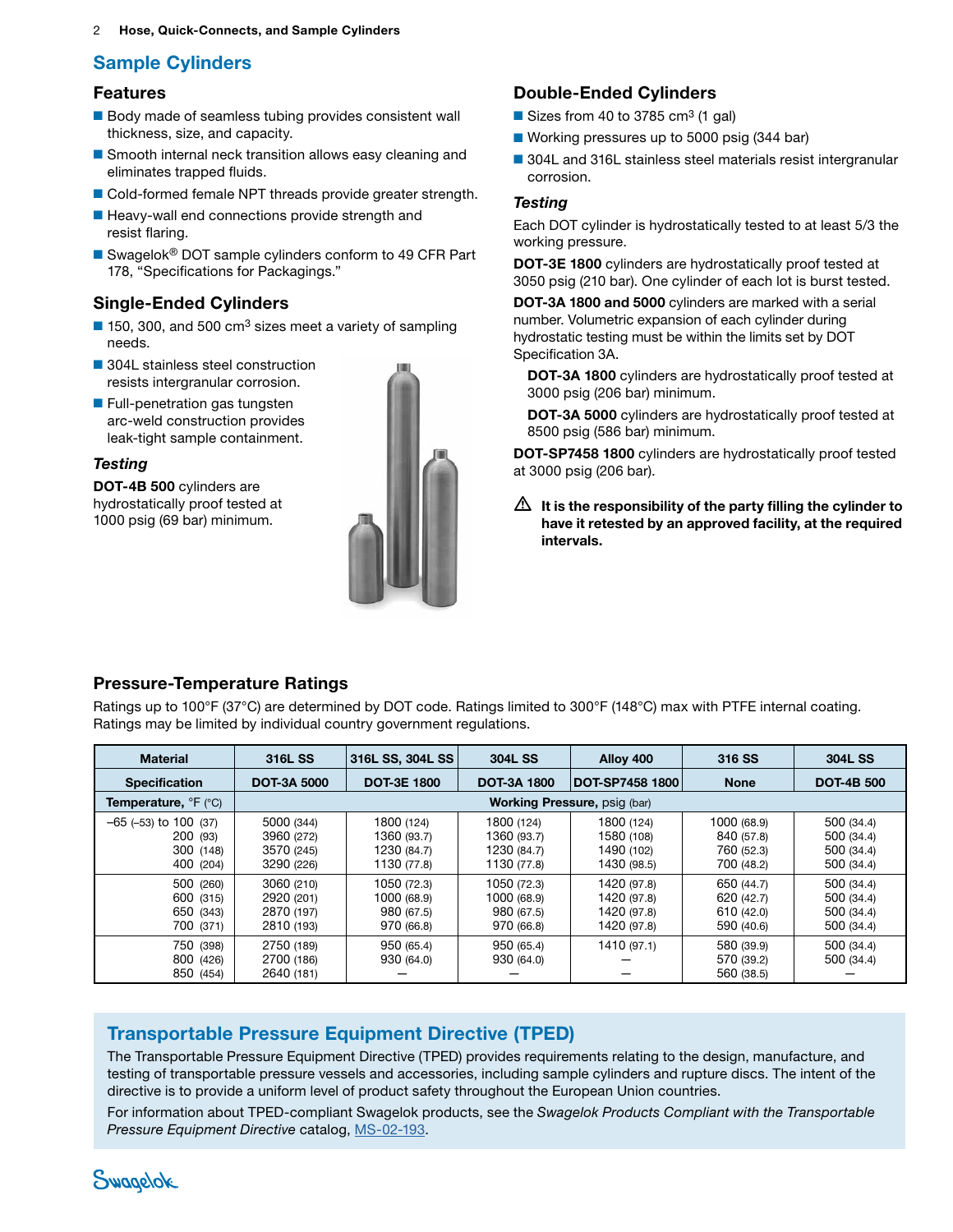## Sample Cylinders

### Features

- Body made of seamless tubing provides consistent wall thickness, size, and capacity.
- Smooth internal neck transition allows easy cleaning and eliminates trapped fluids.
- Cold-formed female NPT threads provide greater strength.
- Heavy-wall end connections provide strength and resist flaring.
- Swagelok® DOT sample cylinders conform to 49 CFR Part 178, "Specifications for Packagings."

### Single-Ended Cylinders

- 150, 300, and 500 cm³ sizes meet a variety of sampling needs.
- 304L stainless steel construction resists intergranular corrosion.
- Full-penetration gas tungsten arc-weld construction provides leak-tight sample containment.

#### Testing

**DOT-4B 500** cylinders are hydrostatically proof tested at 1000 psig (69 bar) minimum.

### Double-Ended Cylinders

- Sizes from 40 to 3785 cm³ (1 gal)
- Working pressures up to 5000 psig (344 bar)
- 304L and 316L stainless steel materials resist intergranular corrosion.

#### Testing

Each DOT cylinder is hydrostatically tested to at least 5/3 the working pressure.

**DOT-3E 1800** cylinders are hydrostatically proof tested at 3050 psig (210 bar). One cylinder of each lot is burst tested.

**DOT-3A 1800 and 5000** cylinders are marked with a serial number. Volumetric expansion of each cylinder during hydrostatic testing must be within the limits set by DOT Specification 3A.

**DOT-3A 1800** cylinders are hydrostatically proof tested at 3000 psig (206 bar) minimum.

**DOT-3A 5000** cylinders are hydrostatically proof tested at 8500 psig (586 bar) minimum.

**DOT-SP7458 1800** cylinders are hydrostatically proof tested at 3000 psig (206 bar).

⚠ **It is the responsibility of the party filling the cylinder to have it retested by an approved facility, at the required intervals.**

### Pressure-Temperature Ratings

Ratings up to 100°F (37°C) are determined by DOT code. Ratings limited to 300°F (148°C) max with PTFE internal coating. Ratings may be limited by individual country government regulations.

| Material | 316L SS | 316L SS, 304L SS | 304L SS | Alloy 400 | 316 SS | 304L SS |
|---|---|---|---|---|---|---|
| **Specification** | **DOT-3A 5000** | **DOT-3E 1800** | **DOT-3A 1800** | **DOT-SP7458 1800** | **None** | **DOT-4B 500** |
| **Temperature, °F (°C)** | **Working Pressure, psig (bar)** | | | | | |
| −65 (−53) to 100 (37) | 5000 (344) | 1800 (124) | 1800 (124) | 1800 (124) | 1000 (68.9) | 500 (34.4) |
| 200 (93) | 3960 (272) | 1360 (93.7) | 1360 (93.7) | 1580 (108) | 840 (57.8) | 500 (34.4) |
| 300 (148) | 3570 (245) | 1230 (84.7) | 1230 (84.7) | 1490 (102) | 760 (52.3) | 500 (34.4) |
| 400 (204) | 3290 (226) | 1130 (77.8) | 1130 (77.8) | 1430 (98.5) | 700 (48.2) | 500 (34.4) |
| 500 (260) | 3060 (210) | 1050 (72.3) | 1050 (72.3) | 1420 (97.8) | 650 (44.7) | 500 (34.4) |
| 600 (315) | 2920 (201) | 1000 (68.9) | 1000 (68.9) | 1420 (97.8) | 620 (42.7) | 500 (34.4) |
| 650 (343) | 2870 (197) | 980 (67.5) | 980 (67.5) | 1420 (97.8) | 610 (42.0) | 500 (34.4) |
| 700 (371) | 2810 (193) | 970 (66.8) | 970 (66.8) | 1420 (97.8) | 590 (40.6) | 500 (34.4) |
| 750 (398) | 2750 (189) | 950 (65.4) | 950 (65.4) | 1410 (97.1) | 580 (39.9) | 500 (34.4) |
| 800 (426) | 2700 (186) | 930 (64.0) | 930 (64.0) | — | 570 (39.2) | 500 (34.4) |
| 850 (454) | 2640 (181) | — | — | — | 560 (38.5) | — |

### Transportable Pressure Equipment Directive (TPED)

The Transportable Pressure Equipment Directive (TPED) provides requirements relating to the design, manufacture, and testing of transportable pressure vessels and accessories, including sample cylinders and rupture discs. The intent of the directive is to provide a uniform level of product safety throughout the European Union countries.

For information about TPED-compliant Swagelok products, see the *Swagelok Products Compliant with the Transportable Pressure Equipment Directive* catalog, MS-02-193.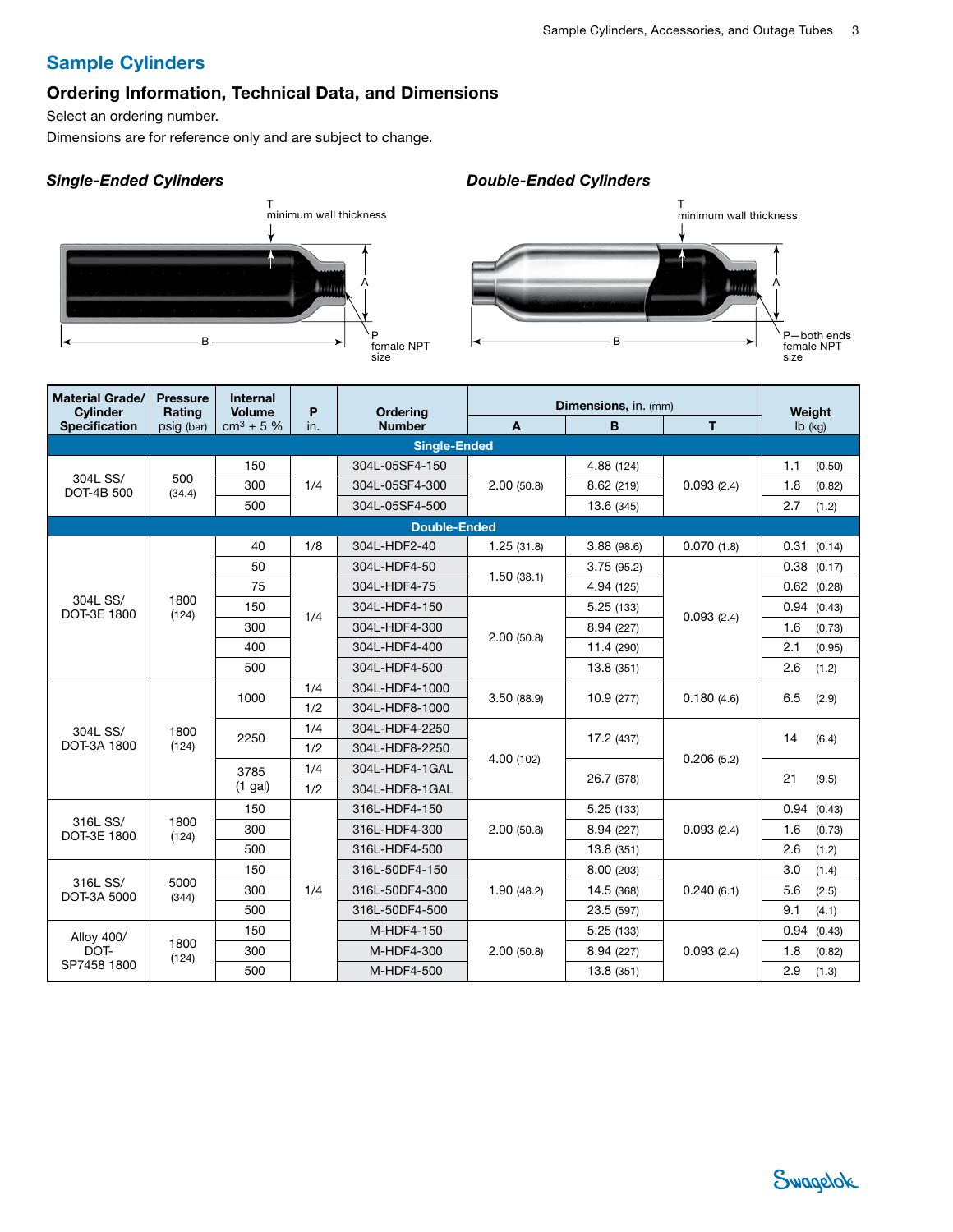## Sample Cylinders

### Ordering Information, Technical Data, and Dimensions

Select an ordering number.

Dimensions are for reference only and are subject to change.

#### *Single-Ended Cylinders*

T
minimum wall thickness

A

B

P
female NPT
size

#### *Double-Ended Cylinders*

T
minimum wall thickness

A

B

P—both ends
female NPT
size

| Material Grade/ Cylinder Specification | Pressure Rating psig (bar) | Internal Volume $cm^3 \pm 5$ % | P in. | Ordering Number | Dimensions, in. (mm) | | | Weight lb (kg) |
|---|---|---|---|---|---|---|---|---|
| | | | | | A | B | T | |
| **Single-Ended** | | | | | | | | |
| 304L SS/ DOT-4B 500 | 500 (34.4) | 150 | 1/4 | 304L-05SF4-150 | 2.00 (50.8) | 4.88 (124) | 0.093 (2.4) | 1.1 (0.50) |
| | | 300 | | 304L-05SF4-300 | | 8.62 (219) | | 1.8 (0.82) |
| | | 500 | | 304L-05SF4-500 | | 13.6 (345) | | 2.7 (1.2) |
| **Double-Ended** | | | | | | | | |
| 304L SS/ DOT-3E 1800 | 1800 (124) | 40 | 1/8 | 304L-HDF2-40 | 1.25 (31.8) | 3.88 (98.6) | 0.070 (1.8) | 0.31 (0.14) |
| | | 50 | 1/4 | 304L-HDF4-50 | 1.50 (38.1) | 3.75 (95.2) | 0.093 (2.4) | 0.38 (0.17) |
| | | 75 | | 304L-HDF4-75 | | 4.94 (125) | | 0.62 (0.28) |
| | | 150 | | 304L-HDF4-150 | 2.00 (50.8) | 5.25 (133) | | 0.94 (0.43) |
| | | 300 | | 304L-HDF4-300 | | 8.94 (227) | | 1.6 (0.73) |
| | | 400 | | 304L-HDF4-400 | | 11.4 (290) | | 2.1 (0.95) |
| | | 500 | | 304L-HDF4-500 | | 13.8 (351) | | 2.6 (1.2) |
| 304L SS/ DOT-3A 1800 | 1800 (124) | 1000 | 1/4 | 304L-HDF4-1000 | 3.50 (88.9) | 10.9 (277) | 0.180 (4.6) | 6.5 (2.9) |
| | | | 1/2 | 304L-HDF8-1000 | | | | |
| | | 2250 | 1/4 | 304L-HDF4-2250 | 4.00 (102) | 17.2 (437) | 0.206 (5.2) | 14 (6.4) |
| | | | 1/2 | 304L-HDF8-2250 | | | | |
| | | 3785 (1 gal) | 1/4 | 304L-HDF4-1GAL | | 26.7 (678) | | 21 (9.5) |
| | | | 1/2 | 304L-HDF8-1GAL | | | | |
| 316L SS/ DOT-3E 1800 | 1800 (124) | 150 | 1/4 | 316L-HDF4-150 | 2.00 (50.8) | 5.25 (133) | 0.093 (2.4) | 0.94 (0.43) |
| | | 300 | | 316L-HDF4-300 | | 8.94 (227) | | 1.6 (0.73) |
| | | 500 | | 316L-HDF4-500 | | 13.8 (351) | | 2.6 (1.2) |
| 316L SS/ DOT-3A 5000 | 5000 (344) | 150 | | 316L-50DF4-150 | 1.90 (48.2) | 8.00 (203) | 0.240 (6.1) | 3.0 (1.4) |
| | | 300 | | 316L-50DF4-300 | | 14.5 (368) | | 5.6 (2.5) |
| | | 500 | | 316L-50DF4-500 | | 23.5 (597) | | 9.1 (4.1) |
| Alloy 400/ DOT-SP7458 1800 | 1800 (124) | 150 | | M-HDF4-150 | 2.00 (50.8) | 5.25 (133) | 0.093 (2.4) | 0.94 (0.43) |
| | | 300 | | M-HDF4-300 | | 8.94 (227) | | 1.8 (0.82) |
| | | 500 | | M-HDF4-500 | | 13.8 (351) | | 2.9 (1.3) |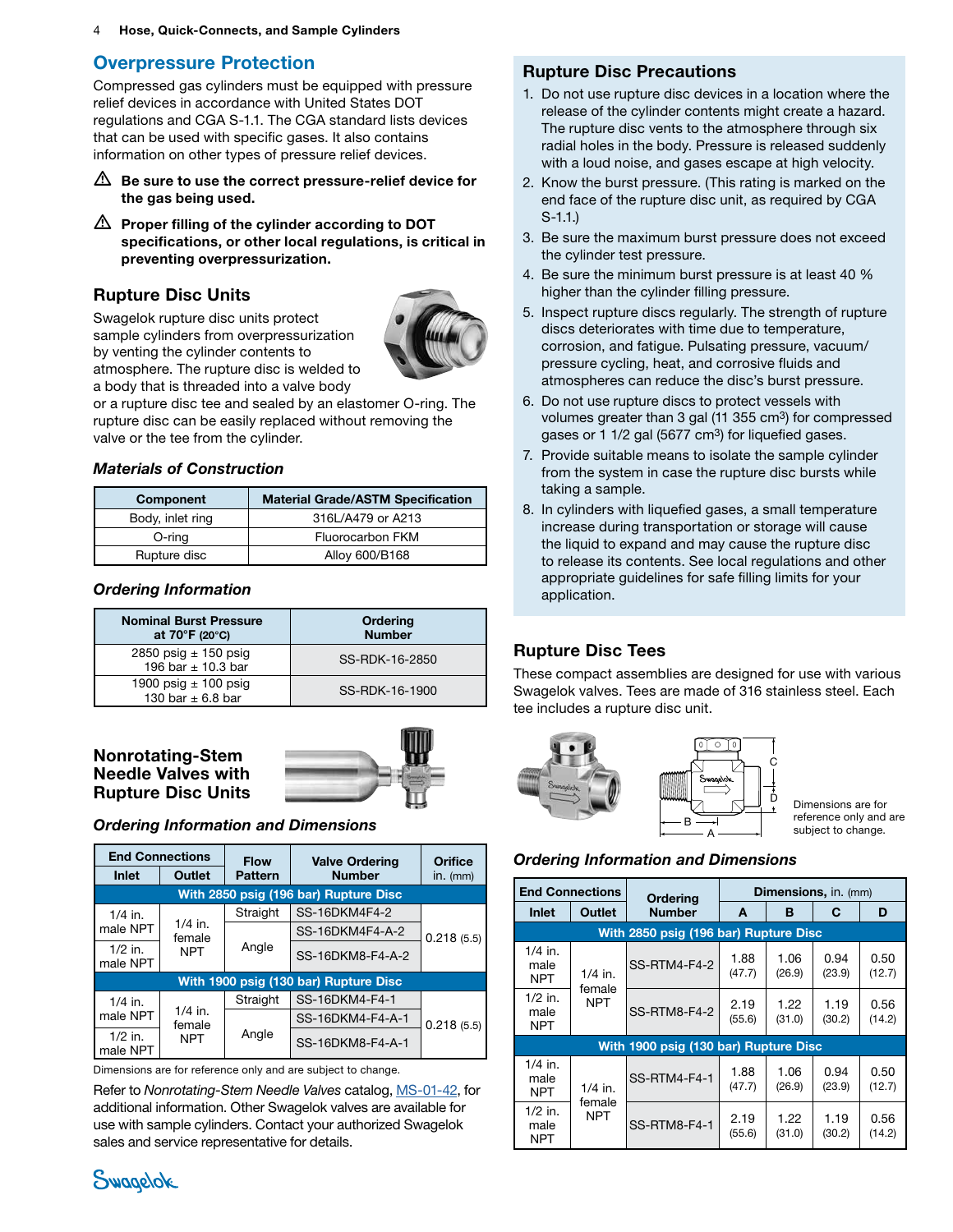## Overpressure Protection

Compressed gas cylinders must be equipped with pressure relief devices in accordance with United States DOT regulations and CGA S-1.1. The CGA standard lists devices that can be used with specific gases. It also contains information on other types of pressure relief devices.

⚠ **Be sure to use the correct pressure-relief device for the gas being used.**

⚠ **Proper filling of the cylinder according to DOT specifications, or other local regulations, is critical in preventing overpressurization.**

### Rupture Disc Units

Swagelok rupture disc units protect sample cylinders from overpressurization by venting the cylinder contents to atmosphere. The rupture disc is welded to a body that is threaded into a valve body or a rupture disc tee and sealed by an elastomer O-ring. The rupture disc can be easily replaced without removing the valve or the tee from the cylinder.

#### *Materials of Construction*

| Component | Material Grade/ASTM Specification |
|---|---|
| Body, inlet ring | 316L/A479 or A213 |
| O-ring | Fluorocarbon FKM |
| Rupture disc | Alloy 600/B168 |

#### *Ordering Information*

| Nominal Burst Pressure at 70°F (20°C) | Ordering Number |
|---|---|
| 2850 psig ± 150 psig<br>196 bar ± 10.3 bar | SS-RDK-16-2850 |
| 1900 psig ± 100 psig<br>130 bar ± 6.8 bar | SS-RDK-16-1900 |

### Nonrotating-Stem Needle Valves with Rupture Disc Units

#### *Ordering Information and Dimensions*

| End Connections | | Flow Pattern | Valve Ordering Number | Orifice in. (mm) |
|---|---|---|---|---|
| Inlet | Outlet | | | |
| **With 2850 psig (196 bar) Rupture Disc** | | | | |
| 1/4 in. male NPT | 1/4 in. female NPT | Straight | SS-16DKM4F4-2 | 0.218 (5.5) |
| 1/4 in. male NPT | 1/4 in. female NPT | Angle | SS-16DKM4F4-A-2 | 0.218 (5.5) |
| 1/2 in. male NPT | 1/4 in. female NPT | Angle | SS-16DKM8-F4-A-2 | 0.218 (5.5) |
| **With 1900 psig (130 bar) Rupture Disc** | | | | |
| 1/4 in. male NPT | 1/4 in. female NPT | Straight | SS-16DKM4-F4-1 | 0.218 (5.5) |
| 1/4 in. male NPT | 1/4 in. female NPT | Angle | SS-16DKM4-F4-A-1 | 0.218 (5.5) |
| 1/2 in. male NPT | 1/4 in. female NPT | Angle | SS-16DKM8-F4-A-1 | 0.218 (5.5) |

Dimensions are for reference only and are subject to change.

Refer to *Nonrotating-Stem Needle Valves* catalog, MS-01-42, for additional information. Other Swagelok valves are available for use with sample cylinders. Contact your authorized Swagelok sales and service representative for details.

### Rupture Disc Precautions

1. Do not use rupture disc devices in a location where the release of the cylinder contents might create a hazard. The rupture disc vents to the atmosphere through six radial holes in the body. Pressure is released suddenly with a loud noise, and gases escape at high velocity.
2. Know the burst pressure. (This rating is marked on the end face of the rupture disc unit, as required by CGA S-1.1.)
3. Be sure the maximum burst pressure does not exceed the cylinder test pressure.
4. Be sure the minimum burst pressure is at least 40 % higher than the cylinder filling pressure.
5. Inspect rupture discs regularly. The strength of rupture discs deteriorates with time due to temperature, corrosion, and fatigue. Pulsating pressure, vacuum/pressure cycling, heat, and corrosive fluids and atmospheres can reduce the disc's burst pressure.
6. Do not use rupture discs to protect vessels with volumes greater than 3 gal (11 355 $cm^3$) for compressed gases or 1 1/2 gal (5677 $cm^3$) for liquefied gases.
7. Provide suitable means to isolate the sample cylinder from the system in case the rupture disc bursts while taking a sample.
8. In cylinders with liquefied gases, a small temperature increase during transportation or storage will cause the liquid to expand and may cause the rupture disc to release its contents. See local regulations and other appropriate guidelines for safe filling limits for your application.

### Rupture Disc Tees

These compact assemblies are designed for use with various Swagelok valves. Tees are made of 316 stainless steel. Each tee includes a rupture disc unit.

C
D
B
A

Dimensions are for reference only and are subject to change.

#### *Ordering Information and Dimensions*

| End Connections | | Ordering Number | Dimensions, in. (mm) | | | |
|---|---|---|---|---|---|---|
| Inlet | Outlet | | A | B | C | D |
| **With 2850 psig (196 bar) Rupture Disc** | | | | | | |
| 1/4 in. male NPT | 1/4 in. female NPT | SS-RTM4-F4-2 | 1.88 (47.7) | 1.06 (26.9) | 0.94 (23.9) | 0.50 (12.7) |
| 1/2 in. male NPT | 1/4 in. female NPT | SS-RTM8-F4-2 | 2.19 (55.6) | 1.22 (31.0) | 1.19 (30.2) | 0.56 (14.2) |
| **With 1900 psig (130 bar) Rupture Disc** | | | | | | |
| 1/4 in. male NPT | 1/4 in. female NPT | SS-RTM4-F4-1 | 1.88 (47.7) | 1.06 (26.9) | 0.94 (23.9) | 0.50 (12.7) |
| 1/2 in. male NPT | 1/4 in. female NPT | SS-RTM8-F4-1 | 2.19 (55.6) | 1.22 (31.0) | 1.19 (30.2) | 0.56 (14.2) |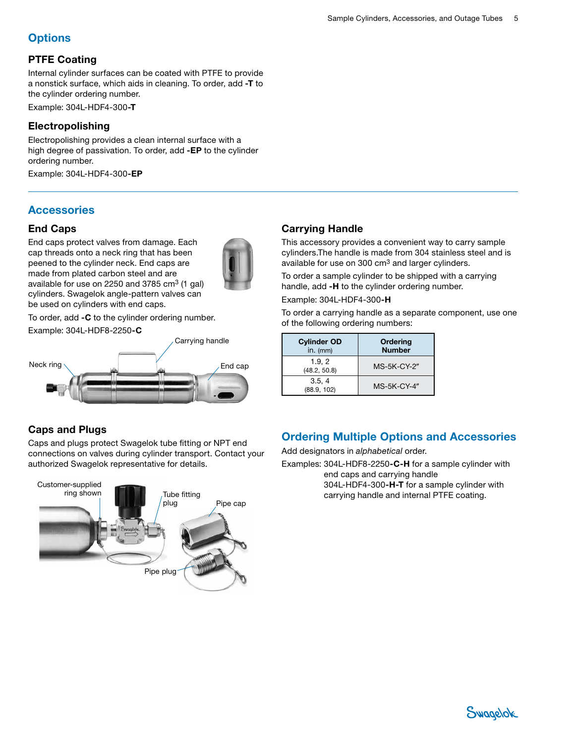# Options

## PTFE Coating

Internal cylinder surfaces can be coated with PTFE to provide a nonstick surface, which aids in cleaning. To order, add **-T** to the cylinder ordering number.

Example: 304L-HDF4-300**-T**

## Electropolishing

Electropolishing provides a clean internal surface with a high degree of passivation. To order, add **-EP** to the cylinder ordering number.

Example: 304L-HDF4-300**-EP**

# Accessories

## End Caps

End caps protect valves from damage. Each cap threads onto a neck ring that has been peened to the cylinder neck. End caps are made from plated carbon steel and are available for use on 2250 and 3785 cm$^3$ (1 gal) cylinders. Swagelok angle-pattern valves can be used on cylinders with end caps.

To order, add **-C** to the cylinder ordering number.

Example: 304L-HDF8-2250**-C**

Carrying handle

Neck ring

End cap

## Caps and Plugs

Caps and plugs protect Swagelok tube fitting or NPT end connections on valves during cylinder transport. Contact your authorized Swagelok representative for details.

Customer-supplied ring shown

Tube fitting plug

Pipe cap

Pipe plug

## Carrying Handle

This accessory provides a convenient way to carry sample cylinders.The handle is made from 304 stainless steel and is available for use on 300 cm$^3$ and larger cylinders.

To order a sample cylinder to be shipped with a carrying handle, add **-H** to the cylinder ordering number.

Example: 304L-HDF4-300**-H**

To order a carrying handle as a separate component, use one of the following ordering numbers:

| Cylinder OD in. (mm) | Ordering Number |
|---|---|
| 1.9, 2 (48.2, 50.8) | MS-5K-CY-2″ |
| 3.5, 4 (88.9, 102) | MS-5K-CY-4″ |

# Ordering Multiple Options and Accessories

Add designators in *alphabetical* order.

Examples: 304L-HDF8-2250**-C-H** for a sample cylinder with end caps and carrying handle
304L-HDF4-300**-H-T** for a sample cylinder with carrying handle and internal PTFE coating.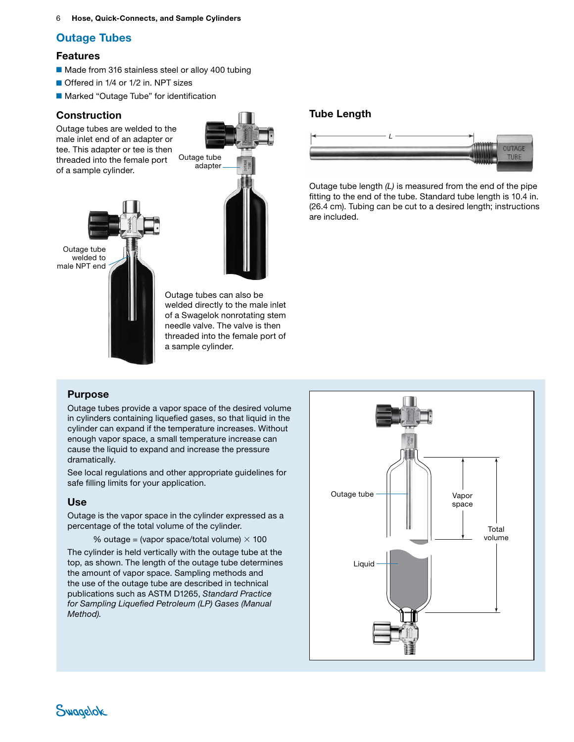# Outage Tubes

## Features

- Made from 316 stainless steel or alloy 400 tubing
- Offered in 1/4 or 1/2 in. NPT sizes
- Marked “Outage Tube” for identification

## Construction

Outage tubes are welded to the male inlet end of an adapter or tee. This adapter or tee is then threaded into the female port of a sample cylinder.

Outage tube adapter

Outage tube welded to male NPT end

Outage tubes can also be welded directly to the male inlet of a Swagelok nonrotating stem needle valve. The valve is then threaded into the female port of a sample cylinder.

## Tube Length

L

OUTAGE TUBE

Outage tube length *(L)* is measured from the end of the pipe fitting to the end of the tube. Standard tube length is 10.4 in. (26.4 cm). Tubing can be cut to a desired length; instructions are included.

## Purpose

Outage tubes provide a vapor space of the desired volume in cylinders containing liquefied gases, so that liquid in the cylinder can expand if the temperature increases. Without enough vapor space, a small temperature increase can cause the liquid to expand and increase the pressure dramatically.

See local regulations and other appropriate guidelines for safe filling limits for your application.

## Use

Outage is the vapor space in the cylinder expressed as a percentage of the total volume of the cylinder.

$$\% \text{ outage} = (\text{vapor space}/\text{total volume}) \times 100$$

The cylinder is held vertically with the outage tube at the top, as shown. The length of the outage tube determines the amount of vapor space. Sampling methods and the use of the outage tube are described in technical publications such as ASTM D1265, *Standard Practice for Sampling Liquefied Petroleum (LP) Gases (Manual Method).*

Outage tube

Vapor space

Total volume

Liquid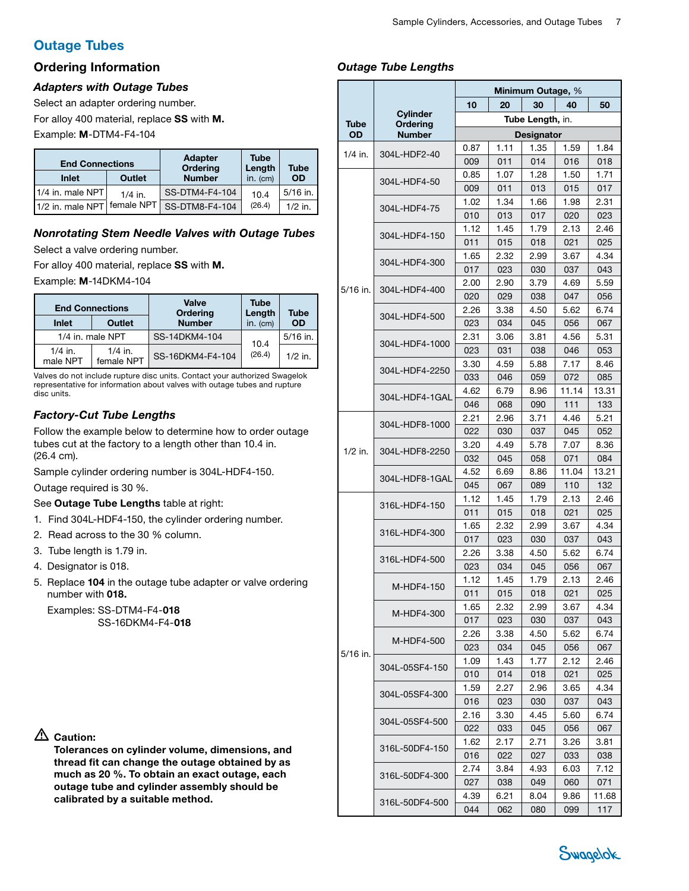## Outage Tubes

### Ordering Information

#### *Adapters with Outage Tubes*

Select an adapter ordering number.

For alloy 400 material, replace **SS** with **M.**

Example: **M**-DTM4-F4-104

| End Connections | | Adapter Ordering Number | Tube Length in. (cm) | Tube OD |
|---|---|---|---|---|
| Inlet | Outlet | | | |
| 1/4 in. male NPT | 1/4 in. female NPT | SS-DTM4-F4-104 | 10.4 (26.4) | 5/16 in. |
| 1/2 in. male NPT | | SS-DTM8-F4-104 | | 1/2 in. |

#### *Nonrotating Stem Needle Valves with Outage Tubes*

Select a valve ordering number.

For alloy 400 material, replace **SS** with **M.**

Example: **M**-14DKM4-104

| End Connections | | Valve Ordering Number | Tube Length in. (cm) | Tube OD |
|---|---|---|---|---|
| Inlet | Outlet | | | |
| 1/4 in. male NPT | | SS-14DKM4-104 | 10.4 (26.4) | 5/16 in. |
| 1/4 in. male NPT | 1/4 in. female NPT | SS-16DKM4-F4-104 | | 1/2 in. |

Valves do not include rupture disc units. Contact your authorized Swagelok representative for information about valves with outage tubes and rupture disc units.

#### *Factory-Cut Tube Lengths*

Follow the example below to determine how to order outage tubes cut at the factory to a length other than 10.4 in. (26.4 cm).

Sample cylinder ordering number is 304L-HDF4-150.

Outage required is 30 %.

See **Outage Tube Lengths** table at right:

1. Find 304L-HDF4-150, the cylinder ordering number.
2. Read across to the 30 % column.
3. Tube length is 1.79 in.
4. Designator is 018.
5. Replace **104** in the outage tube adapter or valve ordering number with **018.**

   Examples: SS-DTM4-F4-**018**
   SS-16DKM4-F4-**018**

⚠ **Caution:**
**Tolerances on cylinder volume, dimensions, and thread fit can change the outage obtained by as much as 20 %. To obtain an exact outage, each outage tube and cylinder assembly should be calibrated by a suitable method.**

#### *Outage Tube Lengths*

| Tube OD | Cylinder Ordering Number | | Minimum Outage, % | | | |
|---|---|---|---|---|---|---|
| | | 10 | 20 | 30 | 40 | 50 |
| | | Tube Length, in. / Designator | | | | |
| 1/4 in. | 304L-HDF2-40 | 0.87 | 1.11 | 1.35 | 1.59 | 1.84 |
| | | 009 | 011 | 014 | 016 | 018 |
| 5/16 in. | 304L-HDF4-50 | 0.85 | 1.07 | 1.28 | 1.50 | 1.71 |
| | | 009 | 011 | 013 | 015 | 017 |
| | 304L-HDF4-75 | 1.02 | 1.34 | 1.66 | 1.98 | 2.31 |
| | | 010 | 013 | 017 | 020 | 023 |
| | 304L-HDF4-150 | 1.12 | 1.45 | 1.79 | 2.13 | 2.46 |
| | | 011 | 015 | 018 | 021 | 025 |
| | 304L-HDF4-300 | 1.65 | 2.32 | 2.99 | 3.67 | 4.34 |
| | | 017 | 023 | 030 | 037 | 043 |
| | 304L-HDF4-400 | 2.00 | 2.90 | 3.79 | 4.69 | 5.59 |
| | | 020 | 029 | 038 | 047 | 056 |
| | 304L-HDF4-500 | 2.26 | 3.38 | 4.50 | 5.62 | 6.74 |
| | | 023 | 034 | 045 | 056 | 067 |
| | 304L-HDF4-1000 | 2.31 | 3.06 | 3.81 | 4.56 | 5.31 |
| | | 023 | 031 | 038 | 046 | 053 |
| | 304L-HDF4-2250 | 3.30 | 4.59 | 5.88 | 7.17 | 8.46 |
| | | 033 | 046 | 059 | 072 | 085 |
| | 304L-HDF4-1GAL | 4.62 | 6.79 | 8.96 | 11.14 | 13.31 |
| | | 046 | 068 | 090 | 111 | 133 |
| 1/2 in. | 304L-HDF8-1000 | 2.21 | 2.96 | 3.71 | 4.46 | 5.21 |
| | | 022 | 030 | 037 | 045 | 052 |
| | 304L-HDF8-2250 | 3.20 | 4.49 | 5.78 | 7.07 | 8.36 |
| | | 032 | 045 | 058 | 071 | 084 |
| | 304L-HDF8-1GAL | 4.52 | 6.69 | 8.86 | 11.04 | 13.21 |
| | | 045 | 067 | 089 | 110 | 132 |
| 5/16 in. | 316L-HDF4-150 | 1.12 | 1.45 | 1.79 | 2.13 | 2.46 |
| | | 011 | 015 | 018 | 021 | 025 |
| | 316L-HDF4-300 | 1.65 | 2.32 | 2.99 | 3.67 | 4.34 |
| | | 017 | 023 | 030 | 037 | 043 |
| | 316L-HDF4-500 | 2.26 | 3.38 | 4.50 | 5.62 | 6.74 |
| | | 023 | 034 | 045 | 056 | 067 |
| | M-HDF4-150 | 1.12 | 1.45 | 1.79 | 2.13 | 2.46 |
| | | 011 | 015 | 018 | 021 | 025 |
| | M-HDF4-300 | 1.65 | 2.32 | 2.99 | 3.67 | 4.34 |
| | | 017 | 023 | 030 | 037 | 043 |
| | M-HDF4-500 | 2.26 | 3.38 | 4.50 | 5.62 | 6.74 |
| | | 023 | 034 | 045 | 056 | 067 |
| | 304L-05SF4-150 | 1.09 | 1.43 | 1.77 | 2.12 | 2.46 |
| | | 010 | 014 | 018 | 021 | 025 |
| | 304L-05SF4-300 | 1.59 | 2.27 | 2.96 | 3.65 | 4.34 |
| | | 016 | 023 | 030 | 037 | 043 |
| | 304L-05SF4-500 | 2.16 | 3.30 | 4.45 | 5.60 | 6.74 |
| | | 022 | 033 | 045 | 056 | 067 |
| | 316L-50DF4-150 | 1.62 | 2.17 | 2.71 | 3.26 | 3.81 |
| | | 016 | 022 | 027 | 033 | 038 |
| | 316L-50DF4-300 | 2.74 | 3.84 | 4.93 | 6.03 | 7.12 |
| | | 027 | 038 | 049 | 060 | 071 |
| | 316L-50DF4-500 | 4.39 | 6.21 | 8.04 | 9.86 | 11.68 |
| | | 044 | 062 | 080 | 099 | 117 |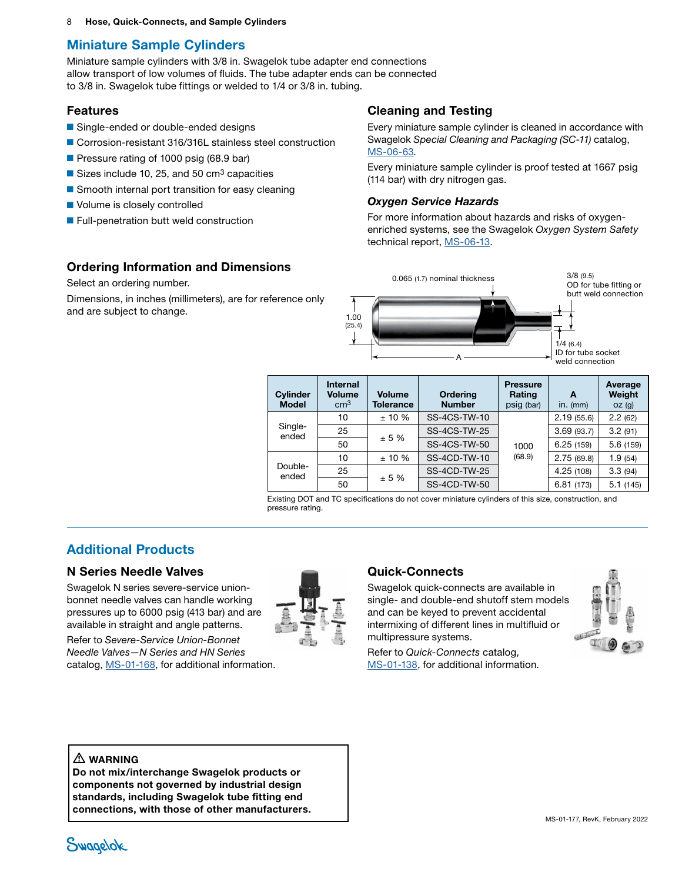## Miniature Sample Cylinders

Miniature sample cylinders with 3/8 in. Swagelok tube adapter end connections allow transport of low volumes of fluids. The tube adapter ends can be connected to 3/8 in. Swagelok tube fittings or welded to 1/4 or 3/8 in. tubing.

### Features

- Single-ended or double-ended designs
- Corrosion-resistant 316/316L stainless steel construction
- Pressure rating of 1000 psig (68.9 bar)
- Sizes include 10, 25, and 50 cm$^3$ capacities
- Smooth internal port transition for easy cleaning
- Volume is closely controlled
- Full-penetration butt weld construction

### Cleaning and Testing

Every miniature sample cylinder is cleaned in accordance with Swagelok *Special Cleaning and Packaging (SC-11)* catalog, MS-06-63.

Every miniature sample cylinder is proof tested at 1667 psig (114 bar) with dry nitrogen gas.

#### *Oxygen Service Hazards*

For more information about hazards and risks of oxygen-enriched systems, see the Swagelok *Oxygen System Safety* technical report, MS-06-13.

### Ordering Information and Dimensions

Select an ordering number.

Dimensions, in inches (millimeters), are for reference only and are subject to change.

0.065 (1.7) nominal thickness

3/8 (9.5) OD for tube fitting or butt weld connection

1.00 (25.4)

1/4 (6.4) ID for tube socket weld connection

A

| Cylinder Model | Internal Volume cm$^3$ | Volume Tolerance | Ordering Number | Pressure Rating psig (bar) | A in. (mm) | Average Weight oz (g) |
|---|---|---|---|---|---|---|
| Single-ended | 10 | ± 10 % | SS-4CS-TW-10 | 1000 (68.9) | 2.19 (55.6) | 2.2 (62) |
| | 25 | ± 5 % | SS-4CS-TW-25 | | 3.69 (93.7) | 3.2 (91) |
| | 50 | | SS-4CS-TW-50 | | 6.25 (159) | 5.6 (159) |
| Double-ended | 10 | ± 10 % | SS-4CD-TW-10 | | 2.75 (69.8) | 1.9 (54) |
| | 25 | ± 5 % | SS-4CD-TW-25 | | 4.25 (108) | 3.3 (94) |
| | 50 | | SS-4CD-TW-50 | | 6.81 (173) | 5.1 (145) |

Existing DOT and TC specifications do not cover miniature cylinders of this size, construction, and pressure rating.

## Additional Products

### N Series Needle Valves

Swagelok N series severe-service union-bonnet needle valves can handle working pressures up to 6000 psig (413 bar) and are available in straight and angle patterns.

Refer to *Severe-Service Union-Bonnet Needle Valves—N Series and HN Series* catalog, MS-01-168, for additional information.

### Quick-Connects

Swagelok quick-connects are available in single- and double-end shutoff stem models and can be keyed to prevent accidental intermixing of different lines in multifluid or multipressure systems.

Refer to *Quick-Connects* catalog, MS-01-138, for additional information.

**⚠ WARNING**
**Do not mix/interchange Swagelok products or components not governed by industrial design standards, including Swagelok tube fitting end connections, with those of other manufacturers.**

MS-01-177, RevK, February 2022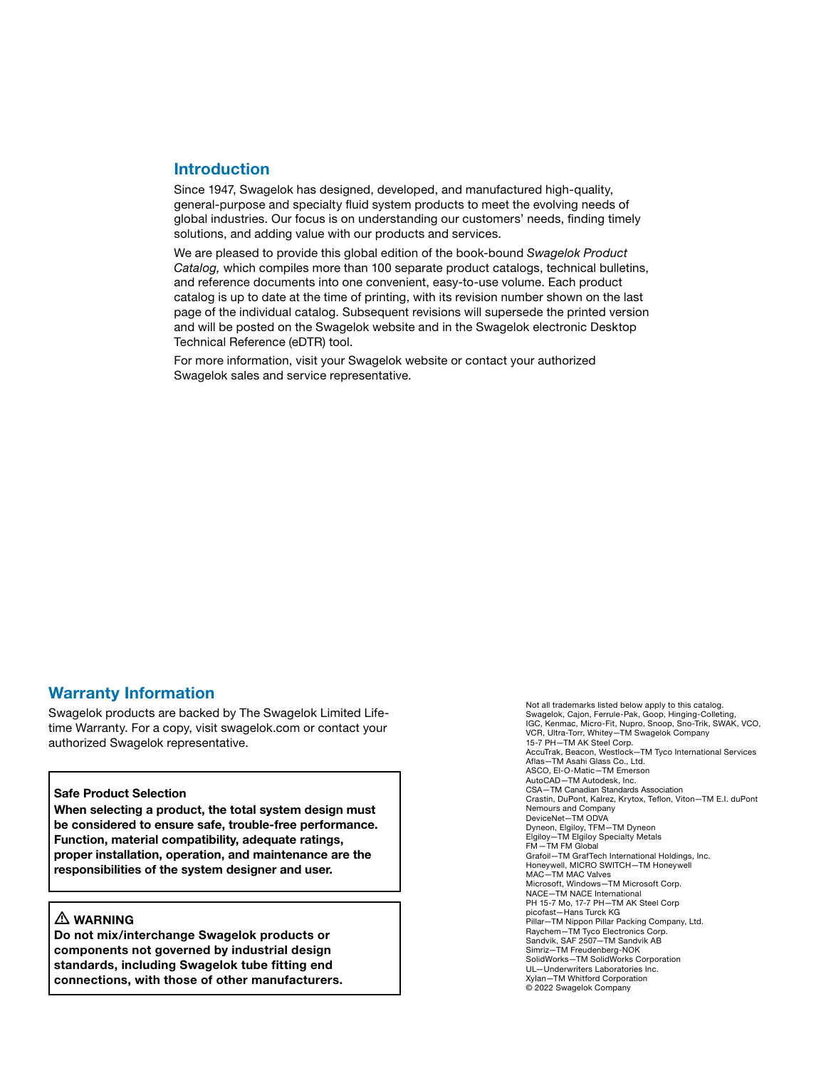## Introduction

Since 1947, Swagelok has designed, developed, and manufactured high-quality, general-purpose and specialty fluid system products to meet the evolving needs of global industries. Our focus is on understanding our customers' needs, finding timely solutions, and adding value with our products and services.

We are pleased to provide this global edition of the book-bound *Swagelok Product Catalog,* which compiles more than 100 separate product catalogs, technical bulletins, and reference documents into one convenient, easy-to-use volume. Each product catalog is up to date at the time of printing, with its revision number shown on the last page of the individual catalog. Subsequent revisions will supersede the printed version and will be posted on the Swagelok website and in the Swagelok electronic Desktop Technical Reference (eDTR) tool.

For more information, visit your Swagelok website or contact your authorized Swagelok sales and service representative.

## Warranty Information

Swagelok products are backed by The Swagelok Limited Lifetime Warranty. For a copy, visit swagelok.com or contact your authorized Swagelok representative.

**Safe Product Selection**
**When selecting a product, the total system design must be considered to ensure safe, trouble-free performance. Function, material compatibility, adequate ratings, proper installation, operation, and maintenance are the responsibilities of the system designer and user.**

**⚠ WARNING**
**Do not mix/interchange Swagelok products or components not governed by industrial design standards, including Swagelok tube fitting end connections, with those of other manufacturers.**

Not all trademarks listed below apply to this catalog.
Swagelok, Cajon, Ferrule-Pak, Goop, Hinging-Colleting, IGC, Kenmac, Micro-Fit, Nupro, Snoop, Sno-Trik, SWAK, VCO, VCR, Ultra-Torr, Whitey—TM Swagelok Company
15-7 PH—TM AK Steel Corp.
AccuTrak, Beacon, Westlock—TM Tyco International Services
Aflas—TM Asahi Glass Co., Ltd.
ASCO, El-O-Matic—TM Emerson
AutoCAD—TM Autodesk, Inc.
CSA—TM Canadian Standards Association
Crastin, DuPont, Kalrez, Krytox, Teflon, Viton—TM E.I. duPont Nemours and Company
DeviceNet—TM ODVA
Dyneon, Elgiloy, TFM—TM Dyneon
Elgiloy—TM Elgiloy Specialty Metals
FM—TM FM Global
Grafoil—TM GrafTech International Holdings, Inc.
Honeywell, MICRO SWITCH—TM Honeywell
MAC—TM MAC Valves
Microsoft, Windows—TM Microsoft Corp.
NACE—TM NACE International
PH 15-7 Mo, 17-7 PH—TM AK Steel Corp
picofast—Hans Turck KG
Pillar—TM Nippon Pillar Packing Company, Ltd.
Raychem—TM Tyco Electronics Corp.
Sandvik, SAF 2507—TM Sandvik AB
Simriz—TM Freudenberg-NOK
SolidWorks—TM SolidWorks Corporation
UL—Underwriters Laboratories Inc.
Xylan—TM Whitford Corporation
© 2022 Swagelok Company